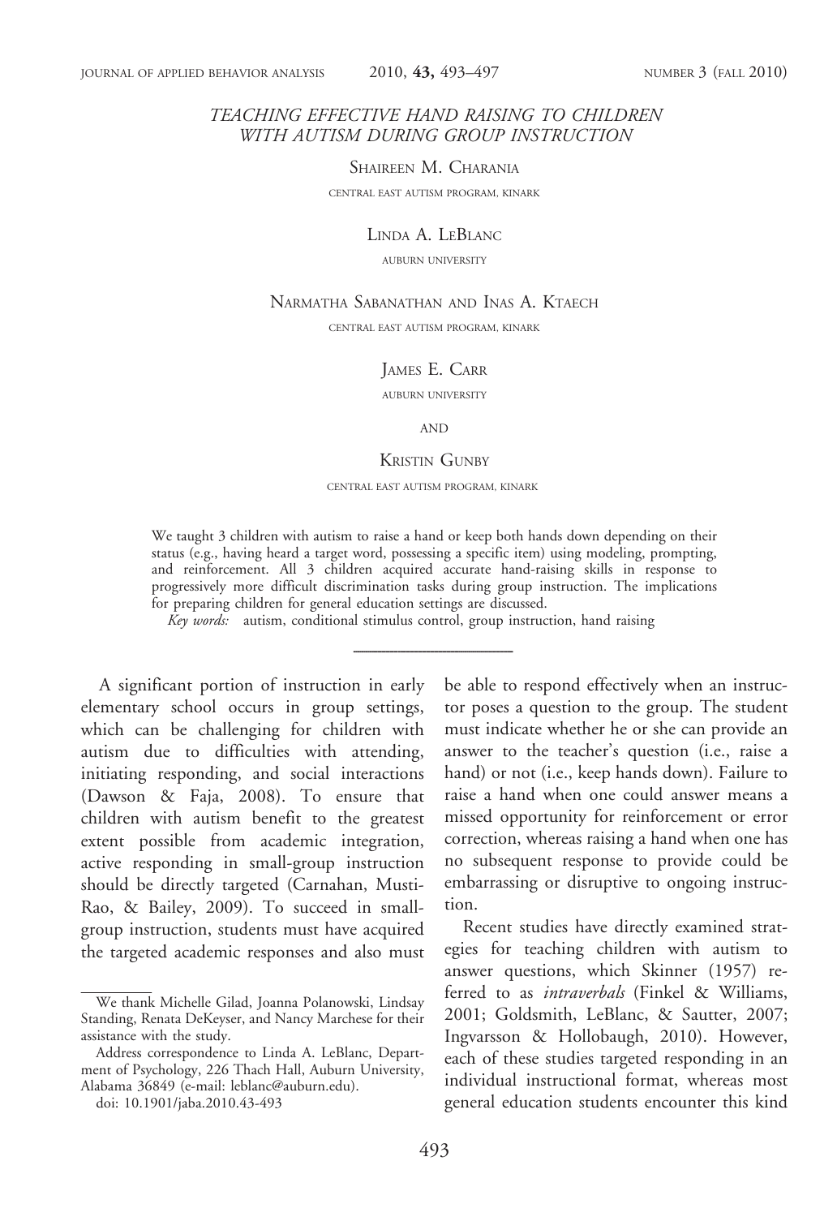# TEACHING EFFECTIVE HAND RAISING TO CHILDREN WITH AUTISM DURING GROUP INSTRUCTION

SHAIREEN M. CHARANIA

CENTRAL EAST AUTISM PROGRAM, KINARK

LINDA A. LEBLANC

AUBURN UNIVERSITY

NARMATHA SABANATHAN AND INAS A. KTAECH

CENTRAL EAST AUTISM PROGRAM, KINARK

JAMES E. CARR

AUBURN UNIVERSITY

AND

KRISTIN GUNBY

CENTRAL EAST AUTISM PROGRAM, KINARK

We taught 3 children with autism to raise a hand or keep both hands down depending on their status (e.g., having heard a target word, possessing a specific item) using modeling, prompting, and reinforcement. All 3 children acquired accurate hand-raising skills in response to progressively more difficult discrimination tasks during group instruction. The implications for preparing children for general education settings are discussed.

*Key words:* autism, conditional stimulus control, group instruction, hand raising

---

A significant portion of instruction in early elementary school occurs in group settings, which can be challenging for children with autism due to difficulties with attending, initiating responding, and social interactions (Dawson & Faja, 2008). To ensure that children with autism benefit to the greatest extent possible from academic integration, active responding in small-group instruction should be directly targeted (Carnahan, Musti-Rao, & Bailey, 2009). To succeed in small-group instruction, students must have acquired the targeted academic responses and also must be able to respond effectively when an instructor poses a question to the group. The student must indicate whether he or she can provide an answer to the teacher's question (i.e., raise a hand) or not (i.e., keep hands down). Failure to raise a hand when one could answer means a missed opportunity for reinforcement or error correction, whereas raising a hand when one has no subsequent response to provide could be embarrassing or disruptive to ongoing instruction.

Recent studies have directly examined strategies for teaching children with autism to answer questions, which Skinner (1957) referred to as *intraverbals* (Finkel & Williams, 2001; Goldsmith, LeBlanc, & Sautter, 2007; Ingvarsson & Hollobaugh, 2010). However, each of these studies targeted responding in an individual instructional format, whereas most general education students encounter this kind

---

We thank Michelle Gilad, Joanna Polanowski, Lindsay Standing, Renata DeKeyser, and Nancy Marchese for their assistance with the study.

Address correspondence to Linda A. LeBlanc, Department of Psychology, 226 Thach Hall, Auburn University, Alabama 36849 (e-mail: leblanc@auburn.edu).

doi: 10.1901/jaba.2010.43-493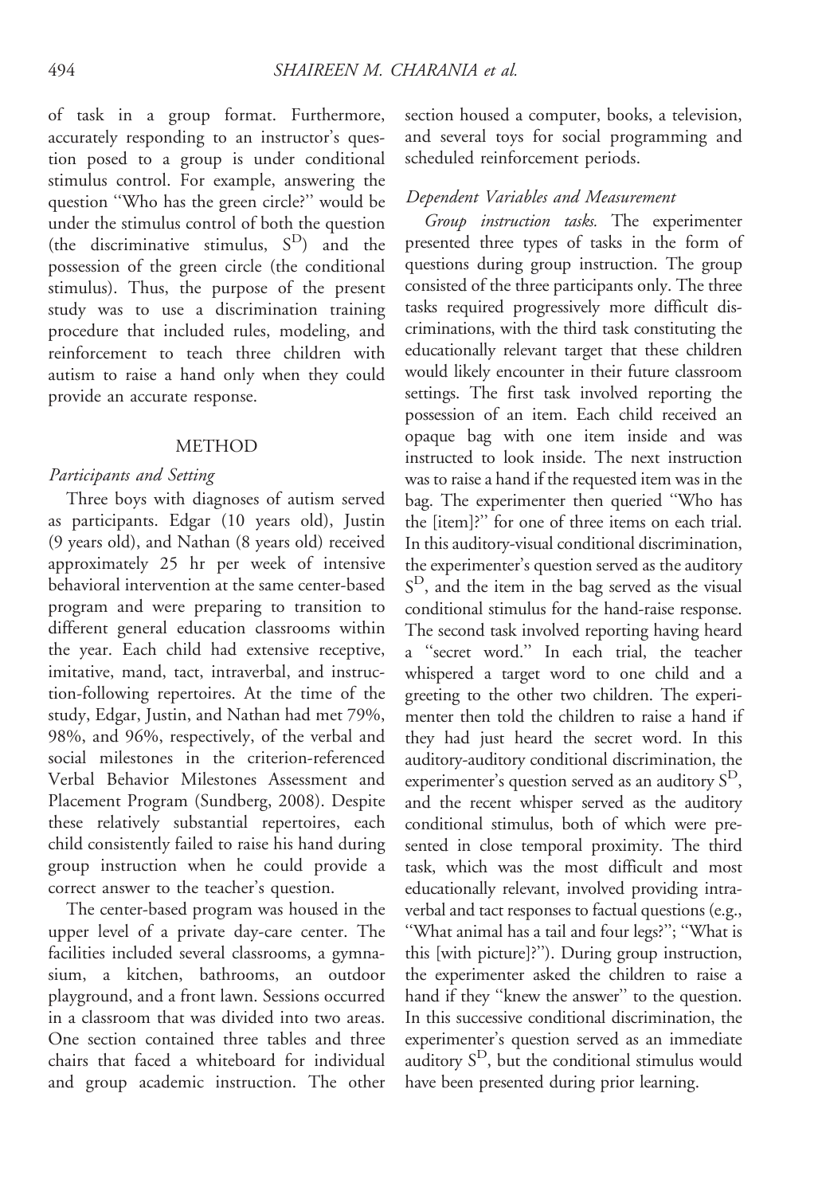of task in a group format. Furthermore, accurately responding to an instructor's question posed to a group is under conditional stimulus control. For example, answering the question "Who has the green circle?" would be under the stimulus control of both the question (the discriminative stimulus, $S^D$) and the possession of the green circle (the conditional stimulus). Thus, the purpose of the present study was to use a discrimination training procedure that included rules, modeling, and reinforcement to teach three children with autism to raise a hand only when they could provide an accurate response.

## METHOD

### *Participants and Setting*

Three boys with diagnoses of autism served as participants. Edgar (10 years old), Justin (9 years old), and Nathan (8 years old) received approximately 25 hr per week of intensive behavioral intervention at the same center-based program and were preparing to transition to different general education classrooms within the year. Each child had extensive receptive, imitative, mand, tact, intraverbal, and instruction-following repertoires. At the time of the study, Edgar, Justin, and Nathan had met 79%, 98%, and 96%, respectively, of the verbal and social milestones in the criterion-referenced Verbal Behavior Milestones Assessment and Placement Program (Sundberg, 2008). Despite these relatively substantial repertoires, each child consistently failed to raise his hand during group instruction when he could provide a correct answer to the teacher's question.

The center-based program was housed in the upper level of a private day-care center. The facilities included several classrooms, a gymnasium, a kitchen, bathrooms, an outdoor playground, and a front lawn. Sessions occurred in a classroom that was divided into two areas. One section contained three tables and three chairs that faced a whiteboard for individual and group academic instruction. The other section housed a computer, books, a television, and several toys for social programming and scheduled reinforcement periods.

### *Dependent Variables and Measurement*

*Group instruction tasks.* The experimenter presented three types of tasks in the form of questions during group instruction. The group consisted of the three participants only. The three tasks required progressively more difficult discriminations, with the third task constituting the educationally relevant target that these children would likely encounter in their future classroom settings. The first task involved reporting the possession of an item. Each child received an opaque bag with one item inside and was instructed to look inside. The next instruction was to raise a hand if the requested item was in the bag. The experimenter then queried "Who has the [item]?" for one of three items on each trial. In this auditory-visual conditional discrimination, the experimenter's question served as the auditory $S^D$, and the item in the bag served as the visual conditional stimulus for the hand-raise response. The second task involved reporting having heard a "secret word." In each trial, the teacher whispered a target word to one child and a greeting to the other two children. The experimenter then told the children to raise a hand if they had just heard the secret word. In this auditory-auditory conditional discrimination, the experimenter's question served as an auditory $S^D$, and the recent whisper served as the auditory conditional stimulus, both of which were presented in close temporal proximity. The third task, which was the most difficult and most educationally relevant, involved providing intraverbal and tact responses to factual questions (e.g., "What animal has a tail and four legs?"; "What is this [with picture]?"). During group instruction, the experimenter asked the children to raise a hand if they "knew the answer" to the question. In this successive conditional discrimination, the experimenter's question served as an immediate auditory $S^D$, but the conditional stimulus would have been presented during prior learning.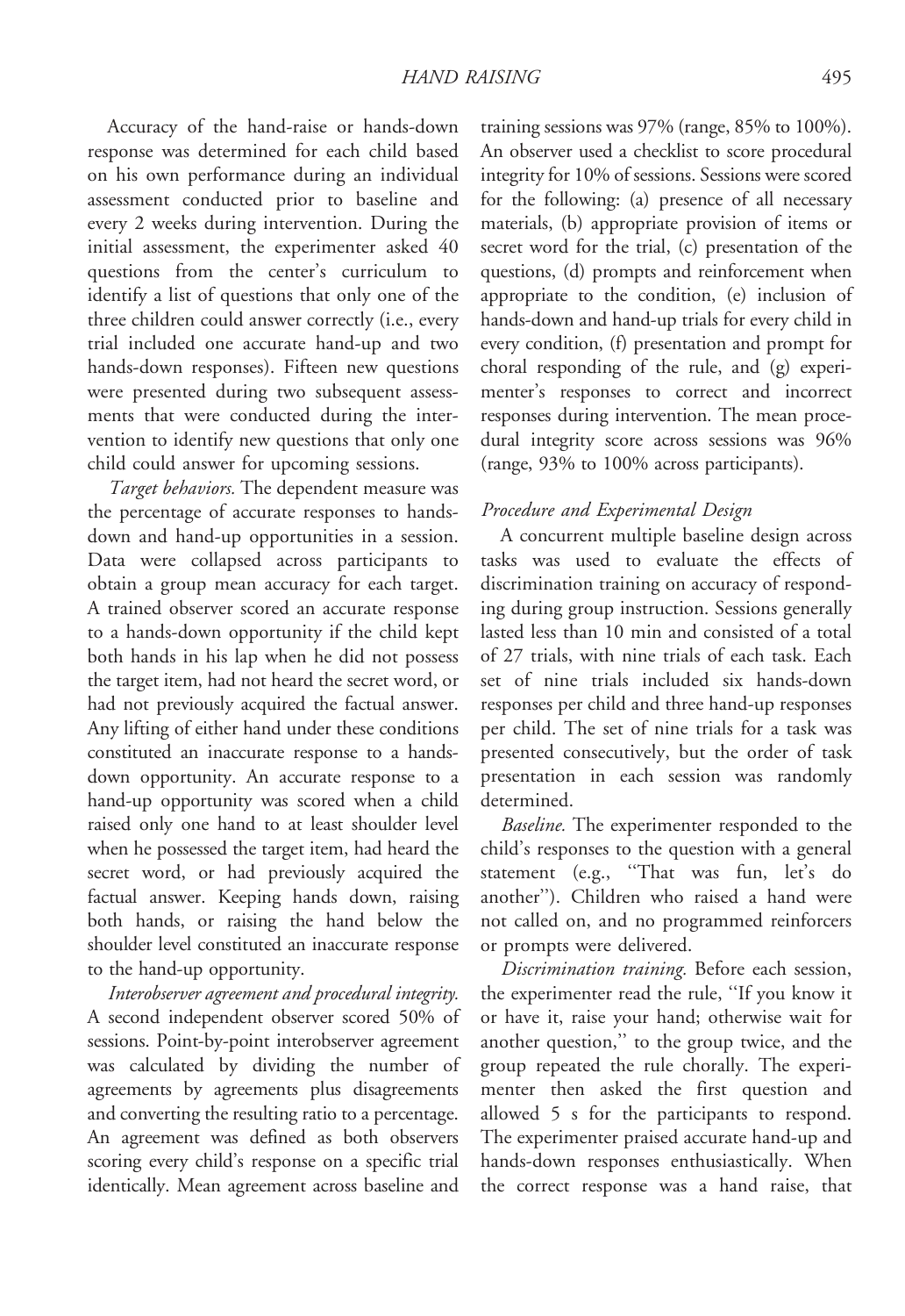Accuracy of the hand-raise or hands-down response was determined for each child based on his own performance during an individual assessment conducted prior to baseline and every 2 weeks during intervention. During the initial assessment, the experimenter asked 40 questions from the center's curriculum to identify a list of questions that only one of the three children could answer correctly (i.e., every trial included one accurate hand-up and two hands-down responses). Fifteen new questions were presented during two subsequent assessments that were conducted during the intervention to identify new questions that only one child could answer for upcoming sessions.

*Target behaviors.* The dependent measure was the percentage of accurate responses to hands-down and hand-up opportunities in a session. Data were collapsed across participants to obtain a group mean accuracy for each target. A trained observer scored an accurate response to a hands-down opportunity if the child kept both hands in his lap when he did not possess the target item, had not heard the secret word, or had not previously acquired the factual answer. Any lifting of either hand under these conditions constituted an inaccurate response to a hands-down opportunity. An accurate response to a hand-up opportunity was scored when a child raised only one hand to at least shoulder level when he possessed the target item, had heard the secret word, or had previously acquired the factual answer. Keeping hands down, raising both hands, or raising the hand below the shoulder level constituted an inaccurate response to the hand-up opportunity.

*Interobserver agreement and procedural integrity.* A second independent observer scored 50% of sessions. Point-by-point interobserver agreement was calculated by dividing the number of agreements by agreements plus disagreements and converting the resulting ratio to a percentage. An agreement was defined as both observers scoring every child's response on a specific trial identically. Mean agreement across baseline and training sessions was 97% (range, 85% to 100%). An observer used a checklist to score procedural integrity for 10% of sessions. Sessions were scored for the following: (a) presence of all necessary materials, (b) appropriate provision of items or secret word for the trial, (c) presentation of the questions, (d) prompts and reinforcement when appropriate to the condition, (e) inclusion of hands-down and hand-up trials for every child in every condition, (f) presentation and prompt for choral responding of the rule, and (g) experimenter's responses to correct and incorrect responses during intervention. The mean procedural integrity score across sessions was 96% (range, 93% to 100% across participants).

### *Procedure and Experimental Design*

A concurrent multiple baseline design across tasks was used to evaluate the effects of discrimination training on accuracy of responding during group instruction. Sessions generally lasted less than 10 min and consisted of a total of 27 trials, with nine trials of each task. Each set of nine trials included six hands-down responses per child and three hand-up responses per child. The set of nine trials for a task was presented consecutively, but the order of task presentation in each session was randomly determined.

*Baseline.* The experimenter responded to the child's responses to the question with a general statement (e.g., "That was fun, let's do another"). Children who raised a hand were not called on, and no programmed reinforcers or prompts were delivered.

*Discrimination training.* Before each session, the experimenter read the rule, "If you know it or have it, raise your hand; otherwise wait for another question," to the group twice, and the group repeated the rule chorally. The experimenter then asked the first question and allowed 5 s for the participants to respond. The experimenter praised accurate hand-up and hands-down responses enthusiastically. When the correct response was a hand raise, that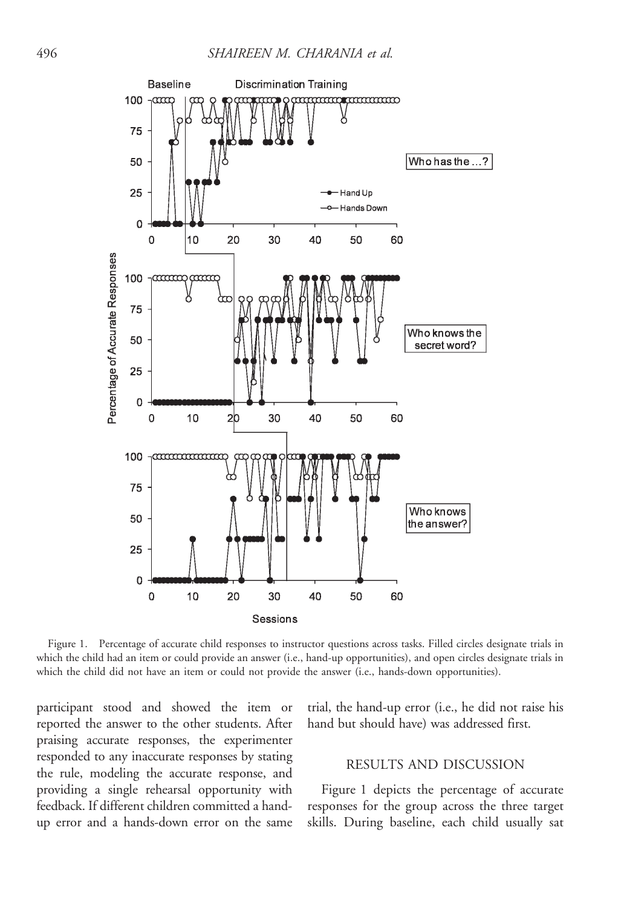Figure 1. Percentage of accurate child responses to instructor questions across tasks. Filled circles designate trials in which the child had an item or could provide an answer (i.e., hand-up opportunities), and open circles designate trials in which the child did not have an item or could not provide the answer (i.e., hands-down opportunities).

participant stood and showed the item or reported the answer to the other students. After praising accurate responses, the experimenter responded to any inaccurate responses by stating the rule, modeling the accurate response, and providing a single rehearsal opportunity with feedback. If different children committed a hand-up error and a hands-down error on the same trial, the hand-up error (i.e., he did not raise his hand but should have) was addressed first.

## RESULTS AND DISCUSSION

Figure 1 depicts the percentage of accurate responses for the group across the three target skills. During baseline, each child usually sat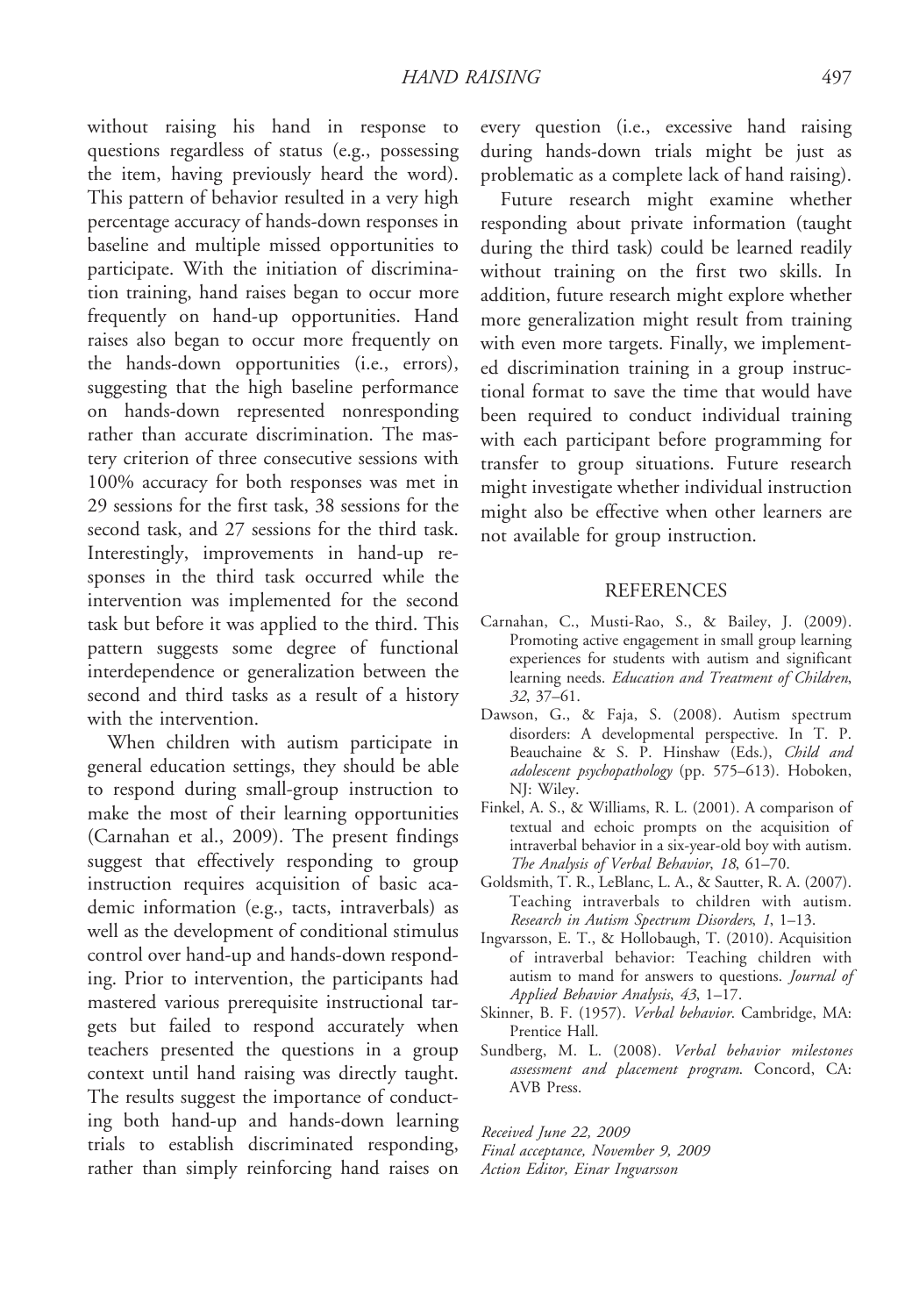without raising his hand in response to questions regardless of status (e.g., possessing the item, having previously heard the word). This pattern of behavior resulted in a very high percentage accuracy of hands-down responses in baseline and multiple missed opportunities to participate. With the initiation of discrimination training, hand raises began to occur more frequently on hand-up opportunities. Hand raises also began to occur more frequently on the hands-down opportunities (i.e., errors), suggesting that the high baseline performance on hands-down represented nonresponding rather than accurate discrimination. The mastery criterion of three consecutive sessions with 100% accuracy for both responses was met in 29 sessions for the first task, 38 sessions for the second task, and 27 sessions for the third task. Interestingly, improvements in hand-up responses in the third task occurred while the intervention was implemented for the second task but before it was applied to the third. This pattern suggests some degree of functional interdependence or generalization between the second and third tasks as a result of a history with the intervention.

When children with autism participate in general education settings, they should be able to respond during small-group instruction to make the most of their learning opportunities (Carnahan et al., 2009). The present findings suggest that effectively responding to group instruction requires acquisition of basic academic information (e.g., tacts, intraverbals) as well as the development of conditional stimulus control over hand-up and hands-down responding. Prior to intervention, the participants had mastered various prerequisite instructional targets but failed to respond accurately when teachers presented the questions in a group context until hand raising was directly taught. The results suggest the importance of conducting both hand-up and hands-down learning trials to establish discriminated responding, rather than simply reinforcing hand raises on every question (i.e., excessive hand raising during hands-down trials might be just as problematic as a complete lack of hand raising).

Future research might examine whether responding about private information (taught during the third task) could be learned readily without training on the first two skills. In addition, future research might explore whether more generalization might result from training with even more targets. Finally, we implemented discrimination training in a group instructional format to save the time that would have been required to conduct individual training with each participant before programming for transfer to group situations. Future research might investigate whether individual instruction might also be effective when other learners are not available for group instruction.

## REFERENCES

Carnahan, C., Musti-Rao, S., & Bailey, J. (2009). Promoting active engagement in small group learning experiences for students with autism and significant learning needs. *Education and Treatment of Children*, *32*, 37–61.

Dawson, G., & Faja, S. (2008). Autism spectrum disorders: A developmental perspective. In T. P. Beauchaine & S. P. Hinshaw (Eds.), *Child and adolescent psychopathology* (pp. 575–613). Hoboken, NJ: Wiley.

Finkel, A. S., & Williams, R. L. (2001). A comparison of textual and echoic prompts on the acquisition of intraverbal behavior in a six-year-old boy with autism. *The Analysis of Verbal Behavior*, *18*, 61–70.

Goldsmith, T. R., LeBlanc, L. A., & Sautter, R. A. (2007). Teaching intraverbals to children with autism. *Research in Autism Spectrum Disorders*, *1*, 1–13.

Ingvarsson, E. T., & Hollobaugh, T. (2010). Acquisition of intraverbal behavior: Teaching children with autism to mand for answers to questions. *Journal of Applied Behavior Analysis*, *43*, 1–17.

Skinner, B. F. (1957). *Verbal behavior*. Cambridge, MA: Prentice Hall.

Sundberg, M. L. (2008). *Verbal behavior milestones assessment and placement program*. Concord, CA: AVB Press.

*Received June 22, 2009*
*Final acceptance, November 9, 2009*
*Action Editor, Einar Ingvarsson*